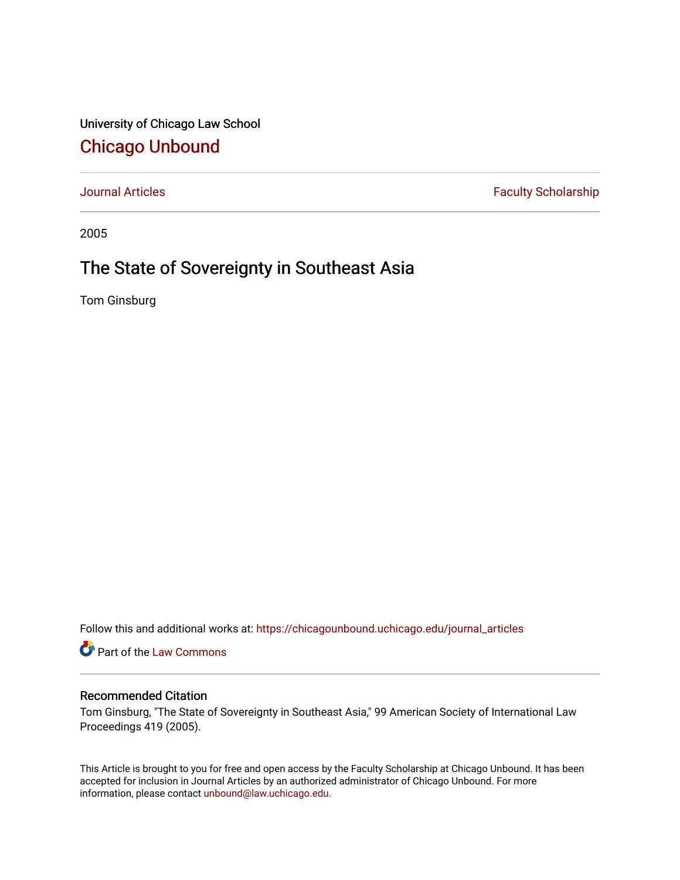University of Chicago Law School

## Chicago Unbound

Journal Articles | Faculty Scholarship

2005

# The State of Sovereignty in Southeast Asia

Tom Ginsburg

Follow this and additional works at: https://chicagounbound.uchicago.edu/journal_articles

Part of the Law Commons

### Recommended Citation

Tom Ginsburg, "The State of Sovereignty in Southeast Asia," 99 American Society of International Law Proceedings 419 (2005).

This Article is brought to you for free and open access by the Faculty Scholarship at Chicago Unbound. It has been accepted for inclusion in Journal Articles by an authorized administrator of Chicago Unbound. For more information, please contact unbound@law.uchicago.edu.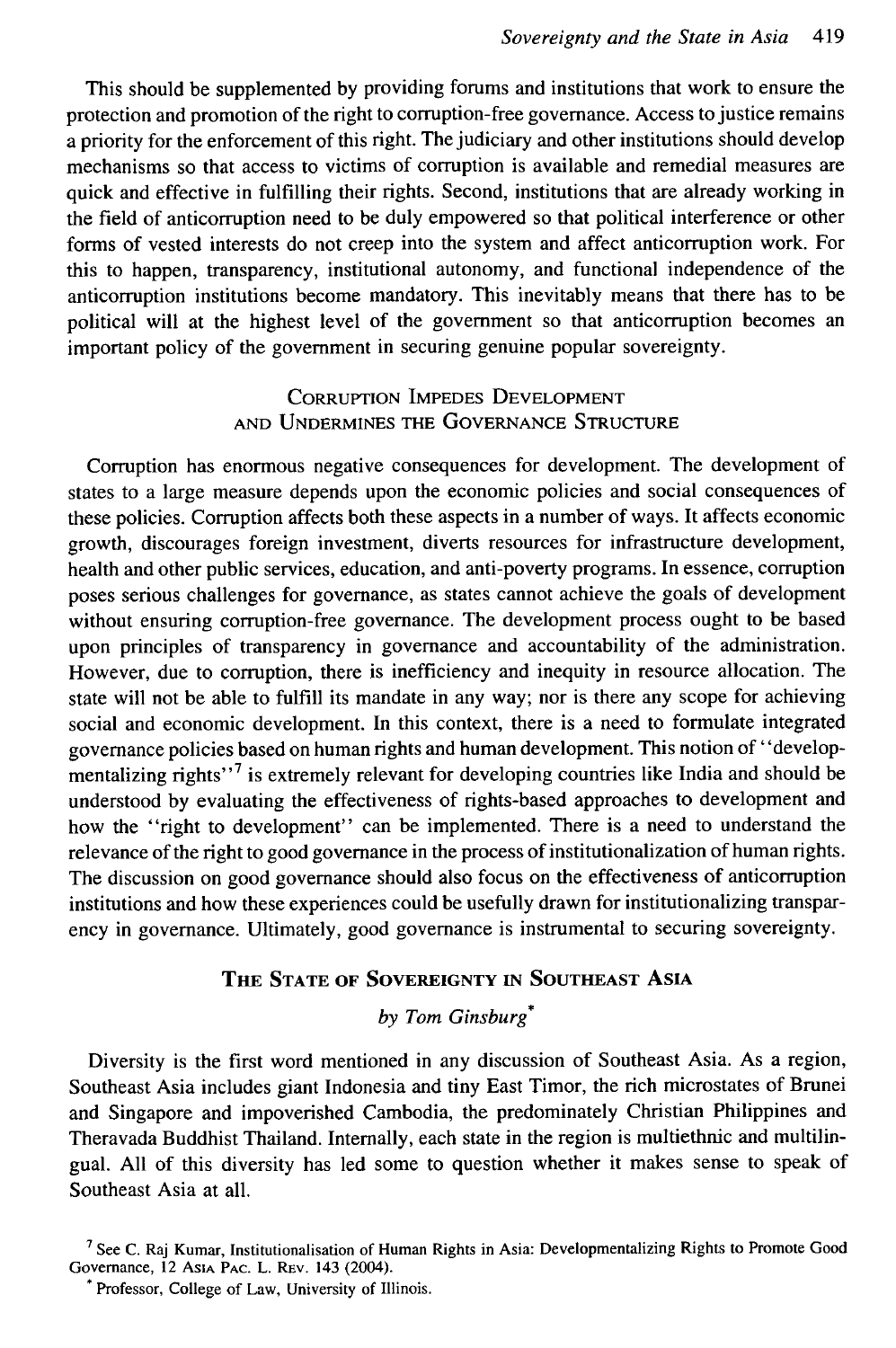This should be supplemented by providing forums and institutions that work to ensure the protection and promotion of the right to corruption-free governance. Access to justice remains a priority for the enforcement of this right. The judiciary and other institutions should develop mechanisms so that access to victims of corruption is available and remedial measures are quick and effective in fulfilling their rights. Second, institutions that are already working in the field of anticorruption need to be duly empowered so that political interference or other forms of vested interests do not creep into the system and affect anticorruption work. For this to happen, transparency, institutional autonomy, and functional independence of the anticorruption institutions become mandatory. This inevitably means that there has to be political will at the highest level of the government so that anticorruption becomes an important policy of the government in securing genuine popular sovereignty.

### Corruption Impedes Development and Undermines the Governance Structure

Corruption has enormous negative consequences for development. The development of states to a large measure depends upon the economic policies and social consequences of these policies. Corruption affects both these aspects in a number of ways. It affects economic growth, discourages foreign investment, diverts resources for infrastructure development, health and other public services, education, and anti-poverty programs. In essence, corruption poses serious challenges for governance, as states cannot achieve the goals of development without ensuring corruption-free governance. The development process ought to be based upon principles of transparency in governance and accountability of the administration. However, due to corruption, there is inefficiency and inequity in resource allocation. The state will not be able to fulfill its mandate in any way; nor is there any scope for achieving social and economic development. In this context, there is a need to formulate integrated governance policies based on human rights and human development. This notion of "developmentalizing rights"[7] is extremely relevant for developing countries like India and should be understood by evaluating the effectiveness of rights-based approaches to development and how the "right to development" can be implemented. There is a need to understand the relevance of the right to good governance in the process of institutionalization of human rights. The discussion on good governance should also focus on the effectiveness of anticorruption institutions and how these experiences could be usefully drawn for institutionalizing transparency in governance. Ultimately, good governance is instrumental to securing sovereignty.

## The State of Sovereignty in Southeast Asia

*by Tom Ginsburg*[*]

Diversity is the first word mentioned in any discussion of Southeast Asia. As a region, Southeast Asia includes giant Indonesia and tiny East Timor, the rich microstates of Brunei and Singapore and impoverished Cambodia, the predominately Christian Philippines and Theravada Buddhist Thailand. Internally, each state in the region is multiethnic and multilingual. All of this diversity has led some to question whether it makes sense to speak of Southeast Asia at all.

[7] See C. Raj Kumar, Institutionalisation of Human Rights in Asia: Developmentalizing Rights to Promote Good Governance, 12 Asia Pac. L. Rev. 143 (2004).

[*] Professor, College of Law, University of Illinois.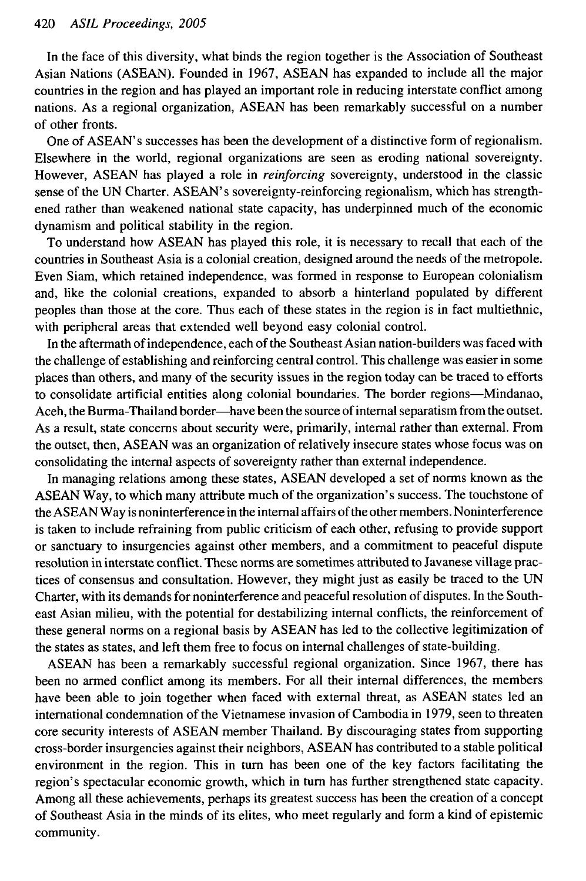In the face of this diversity, what binds the region together is the Association of Southeast Asian Nations (ASEAN). Founded in 1967, ASEAN has expanded to include all the major countries in the region and has played an important role in reducing interstate conflict among nations. As a regional organization, ASEAN has been remarkably successful on a number of other fronts.

One of ASEAN's successes has been the development of a distinctive form of regionalism. Elsewhere in the world, regional organizations are seen as eroding national sovereignty. However, ASEAN has played a role in *reinforcing* sovereignty, understood in the classic sense of the UN Charter. ASEAN's sovereignty-reinforcing regionalism, which has strengthened rather than weakened national state capacity, has underpinned much of the economic dynamism and political stability in the region.

To understand how ASEAN has played this role, it is necessary to recall that each of the countries in Southeast Asia is a colonial creation, designed around the needs of the metropole. Even Siam, which retained independence, was formed in response to European colonialism and, like the colonial creations, expanded to absorb a hinterland populated by different peoples than those at the core. Thus each of these states in the region is in fact multiethnic, with peripheral areas that extended well beyond easy colonial control.

In the aftermath of independence, each of the Southeast Asian nation-builders was faced with the challenge of establishing and reinforcing central control. This challenge was easier in some places than others, and many of the security issues in the region today can be traced to efforts to consolidate artificial entities along colonial boundaries. The border regions—Mindanao, Aceh, the Burma-Thailand border—have been the source of internal separatism from the outset. As a result, state concerns about security were, primarily, internal rather than external. From the outset, then, ASEAN was an organization of relatively insecure states whose focus was on consolidating the internal aspects of sovereignty rather than external independence.

In managing relations among these states, ASEAN developed a set of norms known as the ASEAN Way, to which many attribute much of the organization's success. The touchstone of the ASEAN Way is noninterference in the internal affairs of the other members. Noninterference is taken to include refraining from public criticism of each other, refusing to provide support or sanctuary to insurgencies against other members, and a commitment to peaceful dispute resolution in interstate conflict. These norms are sometimes attributed to Javanese village practices of consensus and consultation. However, they might just as easily be traced to the UN Charter, with its demands for noninterference and peaceful resolution of disputes. In the Southeast Asian milieu, with the potential for destabilizing internal conflicts, the reinforcement of these general norms on a regional basis by ASEAN has led to the collective legitimization of the states as states, and left them free to focus on internal challenges of state-building.

ASEAN has been a remarkably successful regional organization. Since 1967, there has been no armed conflict among its members. For all their internal differences, the members have been able to join together when faced with external threat, as ASEAN states led an international condemnation of the Vietnamese invasion of Cambodia in 1979, seen to threaten core security interests of ASEAN member Thailand. By discouraging states from supporting cross-border insurgencies against their neighbors, ASEAN has contributed to a stable political environment in the region. This in turn has been one of the key factors facilitating the region's spectacular economic growth, which in turn has further strengthened state capacity. Among all these achievements, perhaps its greatest success has been the creation of a concept of Southeast Asia in the minds of its elites, who meet regularly and form a kind of epistemic community.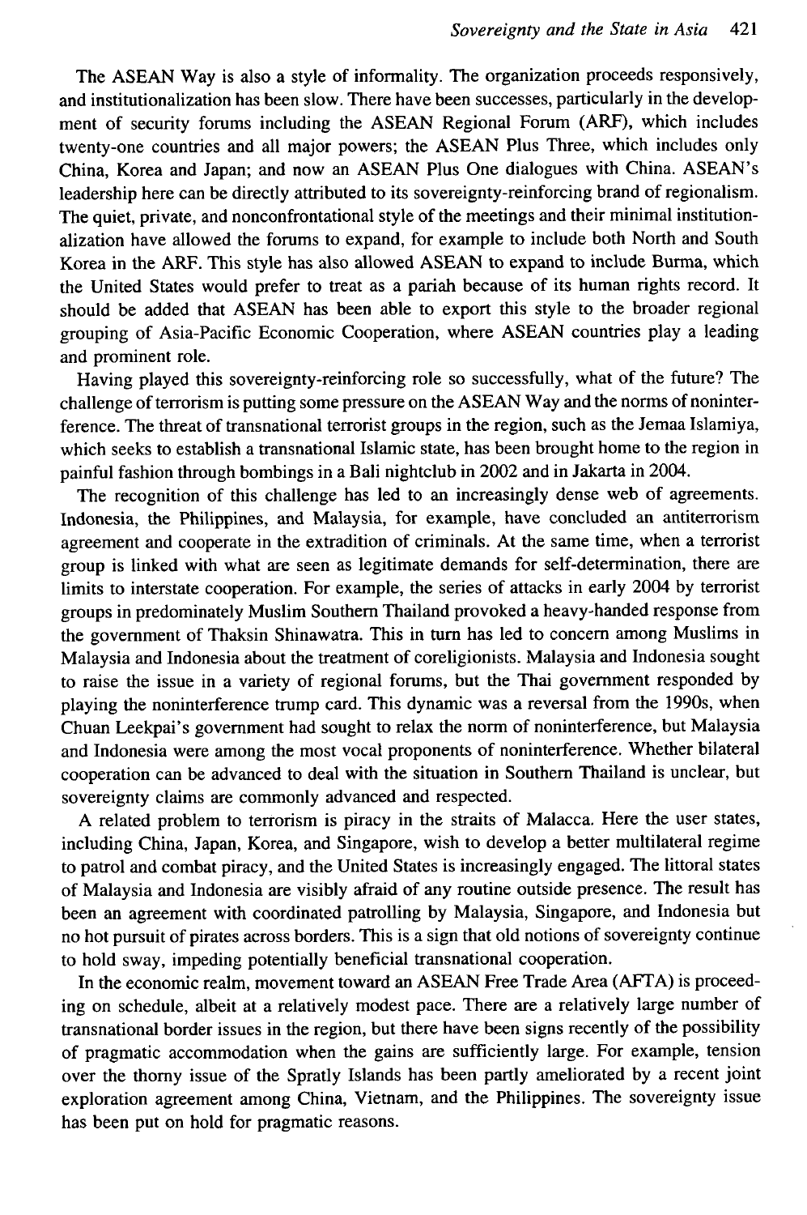The ASEAN Way is also a style of informality. The organization proceeds responsively, and institutionalization has been slow. There have been successes, particularly in the development of security forums including the ASEAN Regional Forum (ARF), which includes twenty-one countries and all major powers; the ASEAN Plus Three, which includes only China, Korea and Japan; and now an ASEAN Plus One dialogues with China. ASEAN's leadership here can be directly attributed to its sovereignty-reinforcing brand of regionalism. The quiet, private, and nonconfrontational style of the meetings and their minimal institutionalization have allowed the forums to expand, for example to include both North and South Korea in the ARF. This style has also allowed ASEAN to expand to include Burma, which the United States would prefer to treat as a pariah because of its human rights record. It should be added that ASEAN has been able to export this style to the broader regional grouping of Asia-Pacific Economic Cooperation, where ASEAN countries play a leading and prominent role.

Having played this sovereignty-reinforcing role so successfully, what of the future? The challenge of terrorism is putting some pressure on the ASEAN Way and the norms of noninterference. The threat of transnational terrorist groups in the region, such as the Jemaa Islamiya, which seeks to establish a transnational Islamic state, has been brought home to the region in painful fashion through bombings in a Bali nightclub in 2002 and in Jakarta in 2004.

The recognition of this challenge has led to an increasingly dense web of agreements. Indonesia, the Philippines, and Malaysia, for example, have concluded an antiterrorism agreement and cooperate in the extradition of criminals. At the same time, when a terrorist group is linked with what are seen as legitimate demands for self-determination, there are limits to interstate cooperation. For example, the series of attacks in early 2004 by terrorist groups in predominately Muslim Southern Thailand provoked a heavy-handed response from the government of Thaksin Shinawatra. This in turn has led to concern among Muslims in Malaysia and Indonesia about the treatment of coreligionists. Malaysia and Indonesia sought to raise the issue in a variety of regional forums, but the Thai government responded by playing the noninterference trump card. This dynamic was a reversal from the 1990s, when Chuan Leekpai's government had sought to relax the norm of noninterference, but Malaysia and Indonesia were among the most vocal proponents of noninterference. Whether bilateral cooperation can be advanced to deal with the situation in Southern Thailand is unclear, but sovereignty claims are commonly advanced and respected.

A related problem to terrorism is piracy in the straits of Malacca. Here the user states, including China, Japan, Korea, and Singapore, wish to develop a better multilateral regime to patrol and combat piracy, and the United States is increasingly engaged. The littoral states of Malaysia and Indonesia are visibly afraid of any routine outside presence. The result has been an agreement with coordinated patrolling by Malaysia, Singapore, and Indonesia but no hot pursuit of pirates across borders. This is a sign that old notions of sovereignty continue to hold sway, impeding potentially beneficial transnational cooperation.

In the economic realm, movement toward an ASEAN Free Trade Area (AFTA) is proceeding on schedule, albeit at a relatively modest pace. There are a relatively large number of transnational border issues in the region, but there have been signs recently of the possibility of pragmatic accommodation when the gains are sufficiently large. For example, tension over the thorny issue of the Spratly Islands has been partly ameliorated by a recent joint exploration agreement among China, Vietnam, and the Philippines. The sovereignty issue has been put on hold for pragmatic reasons.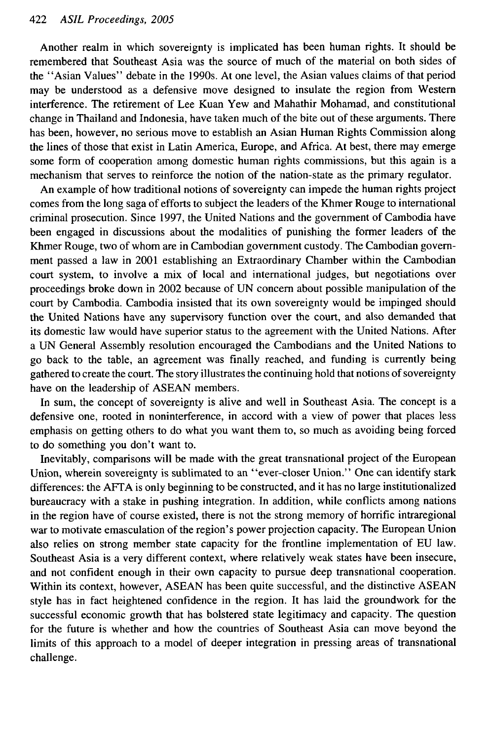Another realm in which sovereignty is implicated has been human rights. It should be remembered that Southeast Asia was the source of much of the material on both sides of the "Asian Values" debate in the 1990s. At one level, the Asian values claims of that period may be understood as a defensive move designed to insulate the region from Western interference. The retirement of Lee Kuan Yew and Mahathir Mohamad, and constitutional change in Thailand and Indonesia, have taken much of the bite out of these arguments. There has been, however, no serious move to establish an Asian Human Rights Commission along the lines of those that exist in Latin America, Europe, and Africa. At best, there may emerge some form of cooperation among domestic human rights commissions, but this again is a mechanism that serves to reinforce the notion of the nation-state as the primary regulator.

An example of how traditional notions of sovereignty can impede the human rights project comes from the long saga of efforts to subject the leaders of the Khmer Rouge to international criminal prosecution. Since 1997, the United Nations and the government of Cambodia have been engaged in discussions about the modalities of punishing the former leaders of the Khmer Rouge, two of whom are in Cambodian government custody. The Cambodian government passed a law in 2001 establishing an Extraordinary Chamber within the Cambodian court system, to involve a mix of local and international judges, but negotiations over proceedings broke down in 2002 because of UN concern about possible manipulation of the court by Cambodia. Cambodia insisted that its own sovereignty would be impinged should the United Nations have any supervisory function over the court, and also demanded that its domestic law would have superior status to the agreement with the United Nations. After a UN General Assembly resolution encouraged the Cambodians and the United Nations to go back to the table, an agreement was finally reached, and funding is currently being gathered to create the court. The story illustrates the continuing hold that notions of sovereignty have on the leadership of ASEAN members.

In sum, the concept of sovereignty is alive and well in Southeast Asia. The concept is a defensive one, rooted in noninterference, in accord with a view of power that places less emphasis on getting others to do what you want them to, so much as avoiding being forced to do something you don't want to.

Inevitably, comparisons will be made with the great transnational project of the European Union, wherein sovereignty is sublimated to an "ever-closer Union." One can identify stark differences: the AFTA is only beginning to be constructed, and it has no large institutionalized bureaucracy with a stake in pushing integration. In addition, while conflicts among nations in the region have of course existed, there is not the strong memory of horrific intraregional war to motivate emasculation of the region's power projection capacity. The European Union also relies on strong member state capacity for the frontline implementation of EU law. Southeast Asia is a very different context, where relatively weak states have been insecure, and not confident enough in their own capacity to pursue deep transnational cooperation. Within its context, however, ASEAN has been quite successful, and the distinctive ASEAN style has in fact heightened confidence in the region. It has laid the groundwork for the successful economic growth that has bolstered state legitimacy and capacity. The question for the future is whether and how the countries of Southeast Asia can move beyond the limits of this approach to a model of deeper integration in pressing areas of transnational challenge.